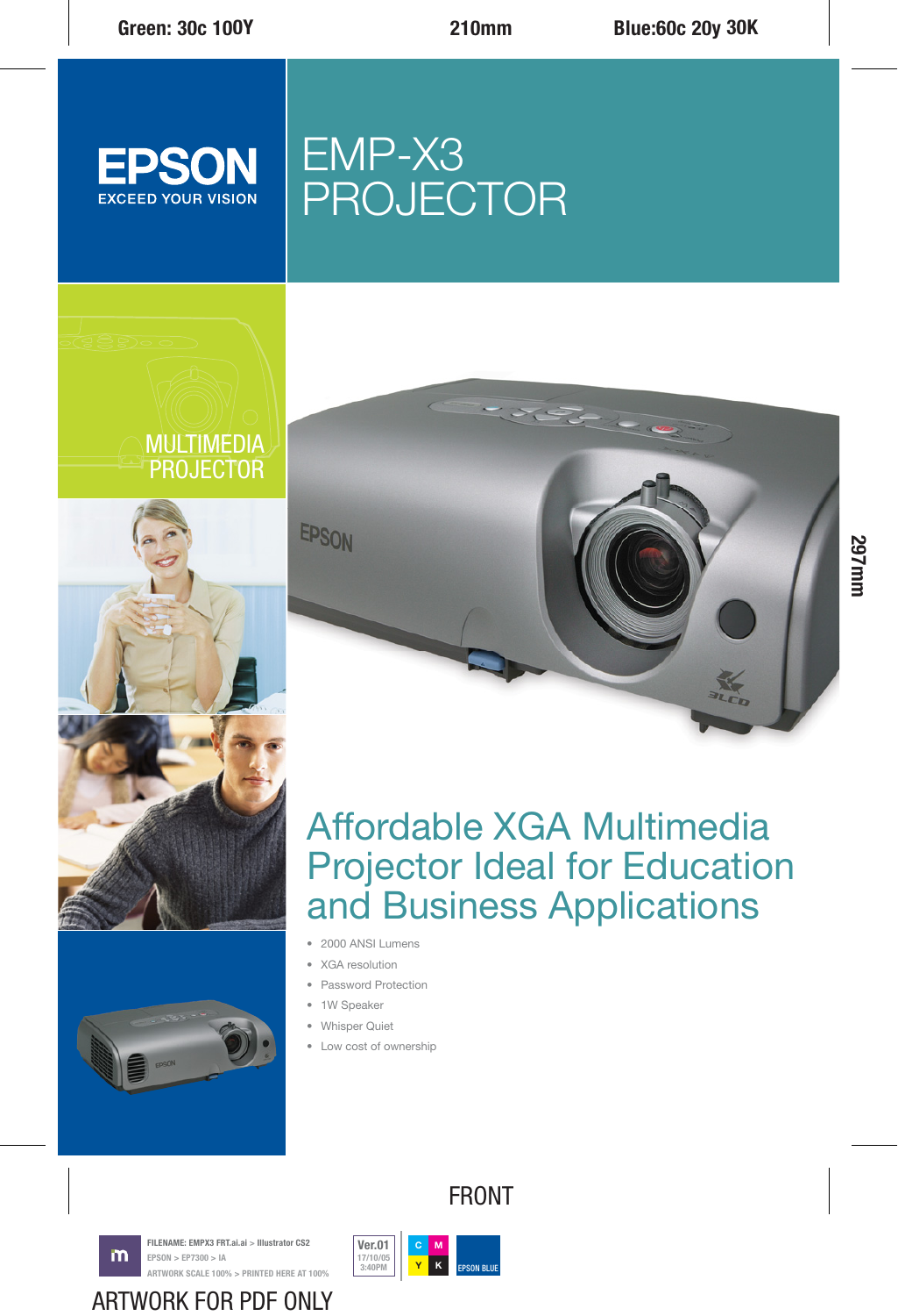Green: 30c 100Y

210mm

Blue:60c 20y 30K

EPSON
EXCEED YOUR VISION

# EMP-X3 PROJECTOR

MULTIMEDIA PROJECTOR

## Affordable XGA Multimedia Projector Ideal for Education and Business Applications

- 2000 ANSI Lumens
- XGA resolution
- Password Protection
- 1W Speaker
- Whisper Quiet
- Low cost of ownership

297mm

FRONT

FILENAME: EMPX3 FRT.ai.ai > Illustrator CS2
EPSON > EP7300 > IA
ARTWORK SCALE 100% > PRINTED HERE AT 100%

Ver.01
17/10/05
3:40PM

C M Y K EPSON BLUE

ARTWORK FOR PDF ONLY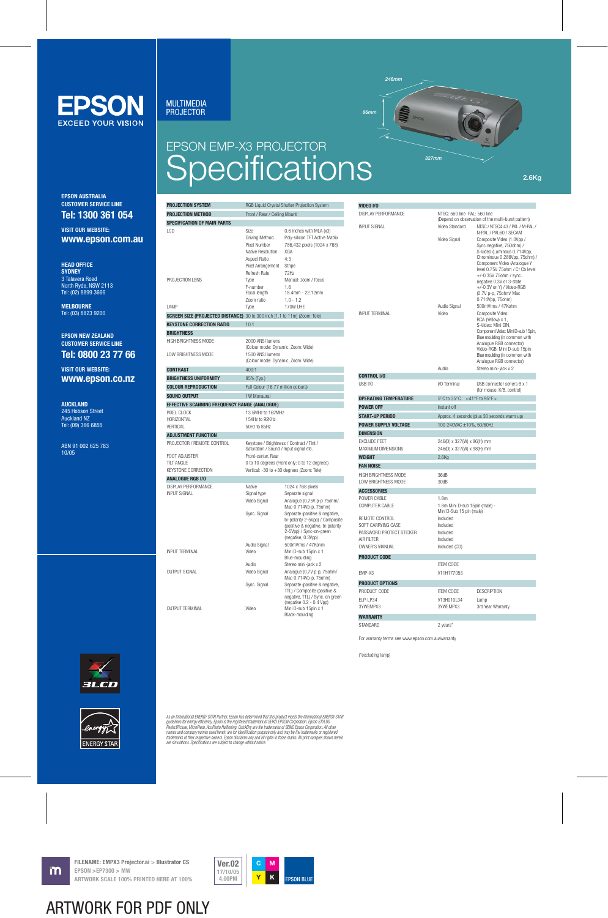# EPSON

EXCEED YOUR VISION

MULTIMEDIA PROJECTOR

## EPSON EMP-X3 PROJECTOR

# Specifications

246mm

86mm

327mm

2.6Kg

**EPSON AUSTRALIA CUSTOMER SERVICE LINE**

**Tel: 1300 361 054**

**VISIT OUR WEBSITE:**

**www.epson.com.au**

**HEAD OFFICE**
**SYDNEY**
3 Talavera Road
North Ryde, NSW 2113
Tel: (02) 8899 3666

**MELBOURNE**
Tel: (03) 8823 9200

**EPSON NEW ZEALAND CUSTOMER SERVICE LINE**

**Tel: 0800 23 77 66**

**VISIT OUR WEBSITE:**

**www.epson.co.nz**

**AUCKLAND**
245 Hobson Street
Auckland NZ
Tel: (09) 366 6855

ABN 91 002 625 783
10/05

| | | |
|---|---|---|
| **PROJECTION SYSTEM** | RGB Liquid Crystal Shutter Projection System | |
| **PROJECTION METHOD** | Front / Rear / Ceiling Mount | |
| **SPECIFICATION OF MAIN PARTS** | | |
| LCD | Size | 0.6 inches with MLA (x3) |
| | Driving Method | Poly-silicon TFT Active Matrix |
| | Pixel Number | 786,432 pixels (1024 x 768) |
| | Native Resolution | XGA |
| | Aspect Ratio | 4:3 |
| | Pixel Arrangement | Stripe |
| | Refresh Rate | 72Hz |
| PROJECTION LENS | Type | Manual: zoom / focus |
| | F-number | 1.6 |
| | Focal length | 18.4mm - 22.12mm |
| | Zoom ratio | 1.0 - 1.2 |
| LAMP | Type | 170W UHE |
| **SCREEN SIZE (PROJECTED DISTANCE)** | 30 to 300 inch [1.1 to 11m] (Zoom: Tele) | |
| **KEYSTONE CORRECTION RATIO** | 10:1 | |
| **BRIGHTNESS** | | |
| HIGH BRIGHTNESS MODE | 2000 ANSI lumens (Colour mode: Dynamic, Zoom: Wide) | |
| LOW BRIGHTNESS MODE | 1500 ANSI lumens (Colour mode: Dynamic, Zoom: Wide) | |
| **CONTRAST** | 400:1 | |
| **BRIGHTNESS UNIFORMITY** | 85% (Typ.) | |
| **COLOUR REPRODUCTION** | Full Colour (16.77 million colours) | |
| **SOUND OUTPUT** | 1W Monaural | |
| **EFFECTIVE SCANNING FREQUENCY RANGE (ANALOGUE)** | | |
| PIXEL CLOCK | 13.5MHz to 162MHz | |
| HORIZONTAL | 15KHz to 92KHz | |
| VERTICAL | 50Hz to 85Hz | |
| **ADJUSTMENT FUNCTION** | | |
| PROJECTOR / REMOTE CONTROL | Keystone / Brightness / Contrast / Tint / Saturation / Sound / Input signal etc. | |
| FOOT ADJUSTER | Front-center, Rear | |
| TILT ANGLE | 0 to 10 degrees (Front only: 0 to 12 degrees) | |
| KEYSTONE CORRECTION | Vertical: -30 to +30 degrees (Zoom: Tele) | |
| **ANALOGUE RGB I/O** | | |
| DISPLAY PERFORMANCE | Native | 1024 x 768 pixels |
| INPUT SIGNAL | Signal type | Separate signal |
| | Video Signal | Analogue (0.75V p-p 75ohm/ Mac 0.714Vp-p, 75ohm) |
| | Sync. Signal | Separate (positive & negative, bi-polarity 2-5Vpp) / Composite (positive & negative, bi-polarity 2-5Vpp) / Sync-on-green (negative, 0.3Vpp) |
| | Audio Signal | 500mVrms / 47Kohm |
| INPUT TERMINAL | Video | Mini D-sub 15pin x 1 Blue-moulding |
| | Audio | Stereo mini-jack x 2 |
| OUTPUT SIGNAL | Video Signal | Analogue (0.7V p-p, 75ohm/ Mac 0.714Vp-p, 75ohm) |
| | Sync. Signal | Separate (positive & negative, TTL) / Composite (positive & negative, TTL) / Sync. on green (negative 0.2 - 0.4 Vpp) |
| OUTPUT TERMINAL | Video | Mini D-sub 15pin x 1 Black-moulding |

| | | |
|---|---|---|
| **VIDEO I/O** | | |
| DISPLAY PERFORMANCE | NTSC: 560 line PAL: 560 line (Depend on observation of the multi-burst pattern) | |
| INPUT SIGNAL | Video Standard | NTSC / NTSC4.43 / PAL / M-PAL / N-PAL / PAL60 / SECAM |
| | Video Signal | Composite Video (1.0Vpp / Sync.negative, 75ohm) / S-Video (Luminous 0.714Vpp, Chrominous 0.286Vpp, 75ohm) / Component Video (Analogue Y level 0.75V 75ohm / Cr Cb level +/-0.35V 75ohm / sync. negative 0.3V or 3-state +/-0.3V on Y) / Video-RGB (0.7V p-p, 75ohm/ Mac 0.714Vpp, 75ohm) |
| | Audio Signal | 500mVrms / 47Kohm |
| INPUT TERMINAL | Video | Composite Video: RCA (Yellow) x 1, S-Video: Mini DIN, Component Video: Mini D-sub 15pin, Blue moulding (in common with Analogue RGB connector) Video-RGB: Mini D-sub 15pin Blue moulding (in common with Analogue RGB connector) |
| | Audio | Stereo mini-jack x 2 |
| **CONTROL I/O** | | |
| USB I/O | I/O Terminal | USB connector seriers B x 1 (for mouse, K/B, control) |
| **OPERATING TEMPERATURE** | 5°C to 35°C <41°F to 95°F> | |
| **POWER OFF** | Instant off | |
| **START-UP PERIOD** | Approx. 4 seconds (plus 30 seconds warm up) | |
| **POWER SUPPLY VOLTAGE** | 100-240VAC ±10%, 50/60Hz | |
| **DIMENSION** | | |
| EXCLUDE FEET | 246(D) x 327(W) x 86(H) mm | |
| MAXIMUM DIMENSIONS | 246(D) x 327(W) x 98(H) mm | |
| **WEIGHT** | 2.6Kg | |
| **FAN NOISE** | | |
| HIGH BRIGHTNESS MODE | 36dB | |
| LOW BRIGHTNESS MODE | 30dB | |
| **ACCESSORIES** | | |
| POWER CABLE | 1.8m | |
| COMPUTER CABLE | 1.8m Mini D-sub 15pin (male) - Mini D-sub 15 pin (male) | |
| REMOTE CONTROL | Included | |
| SOFT CARRYING CASE | Included | |
| PASSWORD PROTECT STICKER | Included | |
| AIR FILTER | Included | |
| OWNER'S MANUAL | Included (CD) | |
| **PRODUCT CODE** | | |
| | ITEM CODE | |
| EMP-X3 | V11H177053 | |
| **PRODUCT OPTIONS** | | |
| PRODUCT CODE | ITEM CODE | DESCRIPTION |
| ELP-LP34 | V13H010L34 | Lamp |
| 3YWEMPX3 | 3YWEMPX3 | 3rd Year Warranty |
| **WARRANTY** | | |
| STANDARD | 2 years* | |

For warranty terms see www.epson.com.au/warranty

(*excluding lamp)

3LCD

ENERGY STAR

*As an International ENERGY STAR Partner, Epson has determined that this product meets the International ENERGY STAR guidelines for energy efficiency. Epson is the registered trademark of SEIKO EPSON Corporation. Epson STYLUS, PerfectPicture, MicroPiezo, AcuPhoto Halftoning, QuickDry are the trademarks of SEIKO Epson Corporation. All other names and company names used herein are for identification purpose only and may be the trademarks or registered trademarks of their respective owners. Epson disclaims any and all rights in those marks. All print samples shown herein are simulations. Specifications are subject to change without notice.*

**FILENAME: EMPX3 Projector.ai > Illustrator CS**
EPSON > EP7300 > MW
ARTWORK SCALE 100% PRINTED HERE AT 100%

Ver.02
17/10/05
4.00PM

C M Y K EPSON BLUE

ARTWORK FOR PDF ONLY